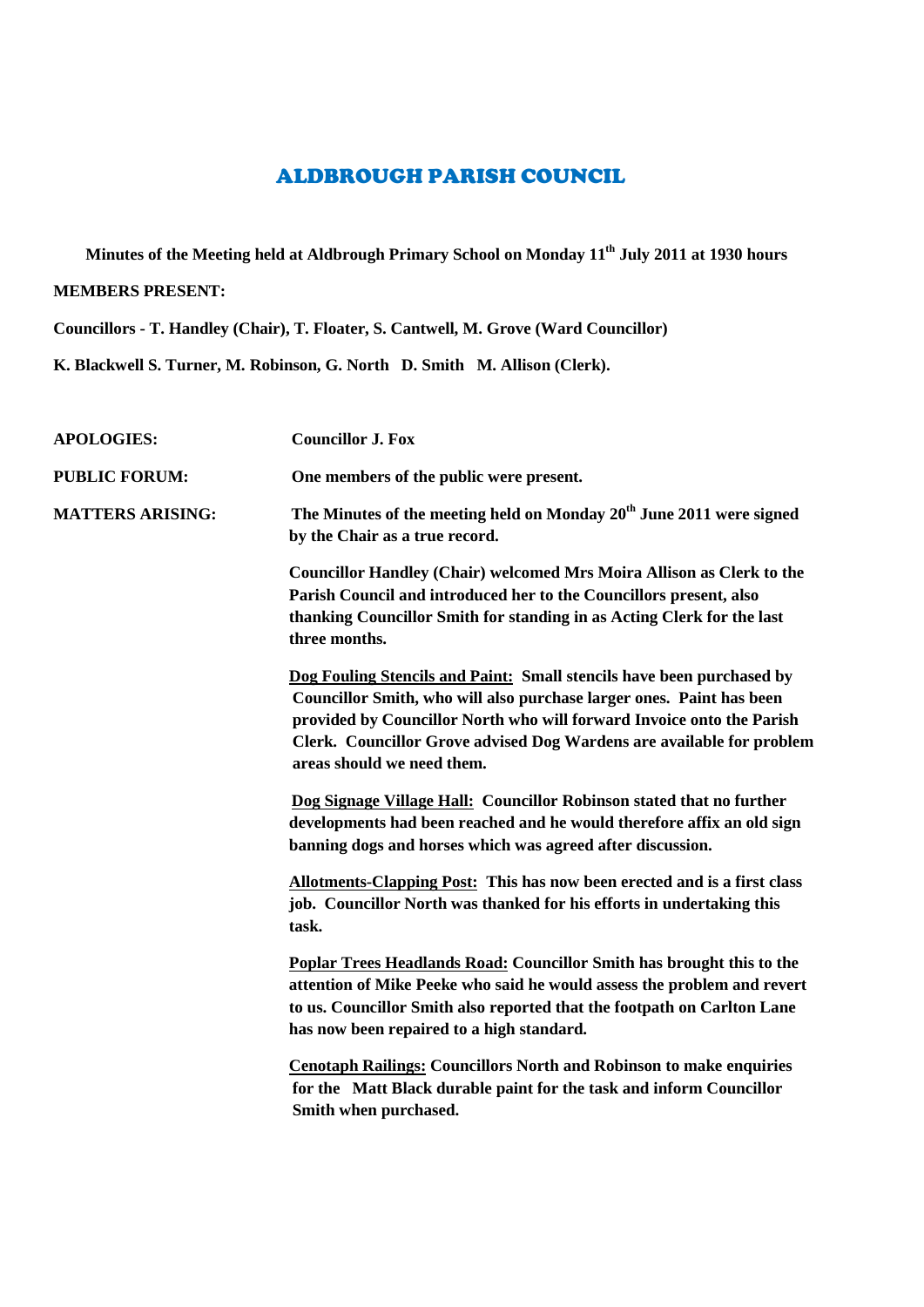# ALDBROUGH PARISH COUNCIL

**Minutes of the Meeting held at Aldbrough Primary School on Monday 11th July 2011 at 1930 hours**

**MEMBERS PRESENT:**

**Councillors - T. Handley (Chair), T. Floater, S. Cantwell, M. Grove (Ward Councillor)**

**K. Blackwell S. Turner, M. Robinson, G. North D. Smith M. Allison (Clerk).**

**APOLOGIES:** **Councillor J. Fox**

**PUBLIC FORUM:** **One members of the public were present.**

**MATTERS ARISING:** **The Minutes of the meeting held on Monday 20th June 2011 were signed by the Chair as a true record.**

**Councillor Handley (Chair) welcomed Mrs Moira Allison as Clerk to the Parish Council and introduced her to the Councillors present, also thanking Councillor Smith for standing in as Acting Clerk for the last three months.**

**Dog Fouling Stencils and Paint: Small stencils have been purchased by Councillor Smith, who will also purchase larger ones. Paint has been provided by Councillor North who will forward Invoice onto the Parish Clerk. Councillor Grove advised Dog Wardens are available for problem areas should we need them.**

**Dog Signage Village Hall: Councillor Robinson stated that no further developments had been reached and he would therefore affix an old sign banning dogs and horses which was agreed after discussion.**

**Allotments-Clapping Post: This has now been erected and is a first class job. Councillor North was thanked for his efforts in undertaking this task.**

**Poplar Trees Headlands Road: Councillor Smith has brought this to the attention of Mike Peeke who said he would assess the problem and revert to us. Councillor Smith also reported that the footpath on Carlton Lane has now been repaired to a high standard.**

**Cenotaph Railings: Councillors North and Robinson to make enquiries for the Matt Black durable paint for the task and inform Councillor Smith when purchased.**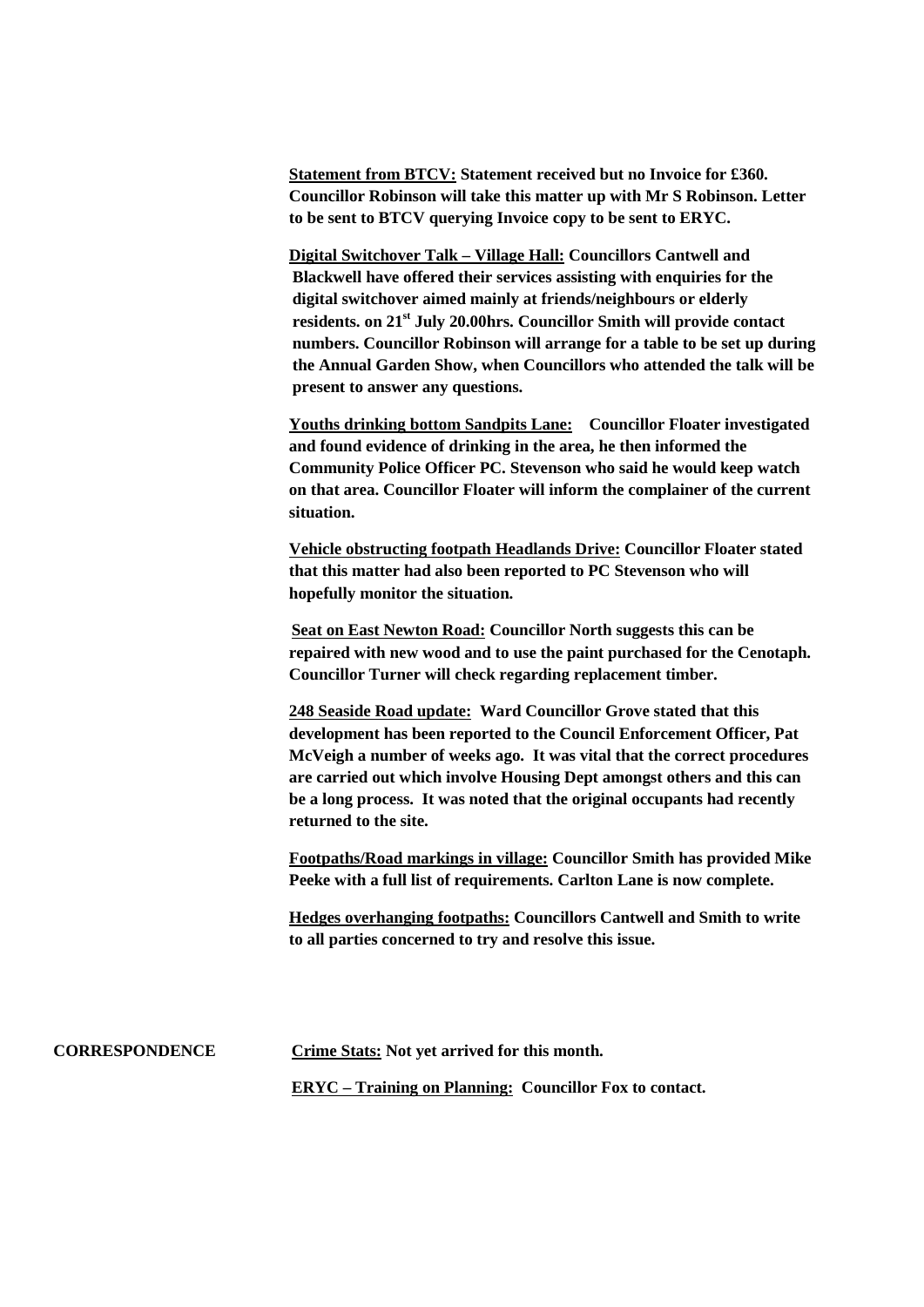**Statement from BTCV: Statement received but no Invoice for £360. Councillor Robinson will take this matter up with Mr S Robinson. Letter to be sent to BTCV querying Invoice copy to be sent to ERYC.**

**Digital Switchover Talk – Village Hall: Councillors Cantwell and Blackwell have offered their services assisting with enquiries for the digital switchover aimed mainly at friends/neighbours or elderly residents. on 21st July 20.00hrs. Councillor Smith will provide contact numbers. Councillor Robinson will arrange for a table to be set up during the Annual Garden Show, when Councillors who attended the talk will be present to answer any questions.**

**Youths drinking bottom Sandpits Lane: Councillor Floater investigated and found evidence of drinking in the area, he then informed the Community Police Officer PC. Stevenson who said he would keep watch on that area. Councillor Floater will inform the complainer of the current situation.**

**Vehicle obstructing footpath Headlands Drive: Councillor Floater stated that this matter had also been reported to PC Stevenson who will hopefully monitor the situation.**

**Seat on East Newton Road: Councillor North suggests this can be repaired with new wood and to use the paint purchased for the Cenotaph. Councillor Turner will check regarding replacement timber.**

**248 Seaside Road update: Ward Councillor Grove stated that this development has been reported to the Council Enforcement Officer, Pat McVeigh a number of weeks ago. It was vital that the correct procedures are carried out which involve Housing Dept amongst others and this can be a long process. It was noted that the original occupants had recently returned to the site.**

**Footpaths/Road markings in village: Councillor Smith has provided Mike Peeke with a full list of requirements. Carlton Lane is now complete.**

**Hedges overhanging footpaths: Councillors Cantwell and Smith to write to all parties concerned to try and resolve this issue.**

**CORRESPONDENCE**

**Crime Stats: Not yet arrived for this month.**

**ERYC – Training on Planning: Councillor Fox to contact.**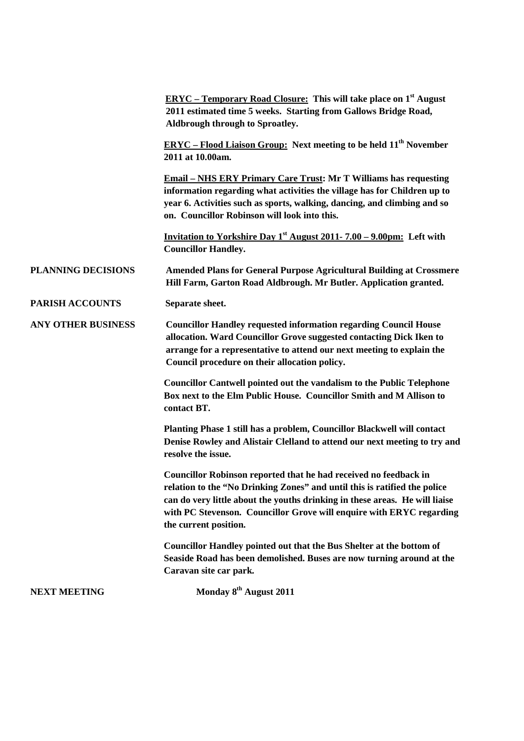**ERYC – Temporary Road Closure: This will take place on 1st August 2011 estimated time 5 weeks. Starting from Gallows Bridge Road, Aldbrough through to Sproatley.**

**ERYC – Flood Liaison Group: Next meeting to be held 11th November 2011 at 10.00am.**

**Email – NHS ERY Primary Care Trust: Mr T Williams has requesting information regarding what activities the village has for Children up to year 6. Activities such as sports, walking, dancing, and climbing and so on. Councillor Robinson will look into this.**

**Invitation to Yorkshire Day 1st August 2011- 7.00 – 9.00pm: Left with Councillor Handley.**

**PLANNING DECISIONS** — **Amended Plans for General Purpose Agricultural Building at Crossmere Hill Farm, Garton Road Aldbrough. Mr Butler. Application granted.**

**PARISH ACCOUNTS** — **Separate sheet.**

**ANY OTHER BUSINESS** — **Councillor Handley requested information regarding Council House allocation. Ward Councillor Grove suggested contacting Dick Iken to arrange for a representative to attend our next meeting to explain the Council procedure on their allocation policy.**

**Councillor Cantwell pointed out the vandalism to the Public Telephone Box next to the Elm Public House. Councillor Smith and M Allison to contact BT.**

**Planting Phase 1 still has a problem, Councillor Blackwell will contact Denise Rowley and Alistair Clelland to attend our next meeting to try and resolve the issue.**

**Councillor Robinson reported that he had received no feedback in relation to the "No Drinking Zones" and until this is ratified the police can do very little about the youths drinking in these areas. He will liaise with PC Stevenson. Councillor Grove will enquire with ERYC regarding the current position.**

**Councillor Handley pointed out that the Bus Shelter at the bottom of Seaside Road has been demolished. Buses are now turning around at the Caravan site car park.**

**NEXT MEETING** — **Monday 8th August 2011**